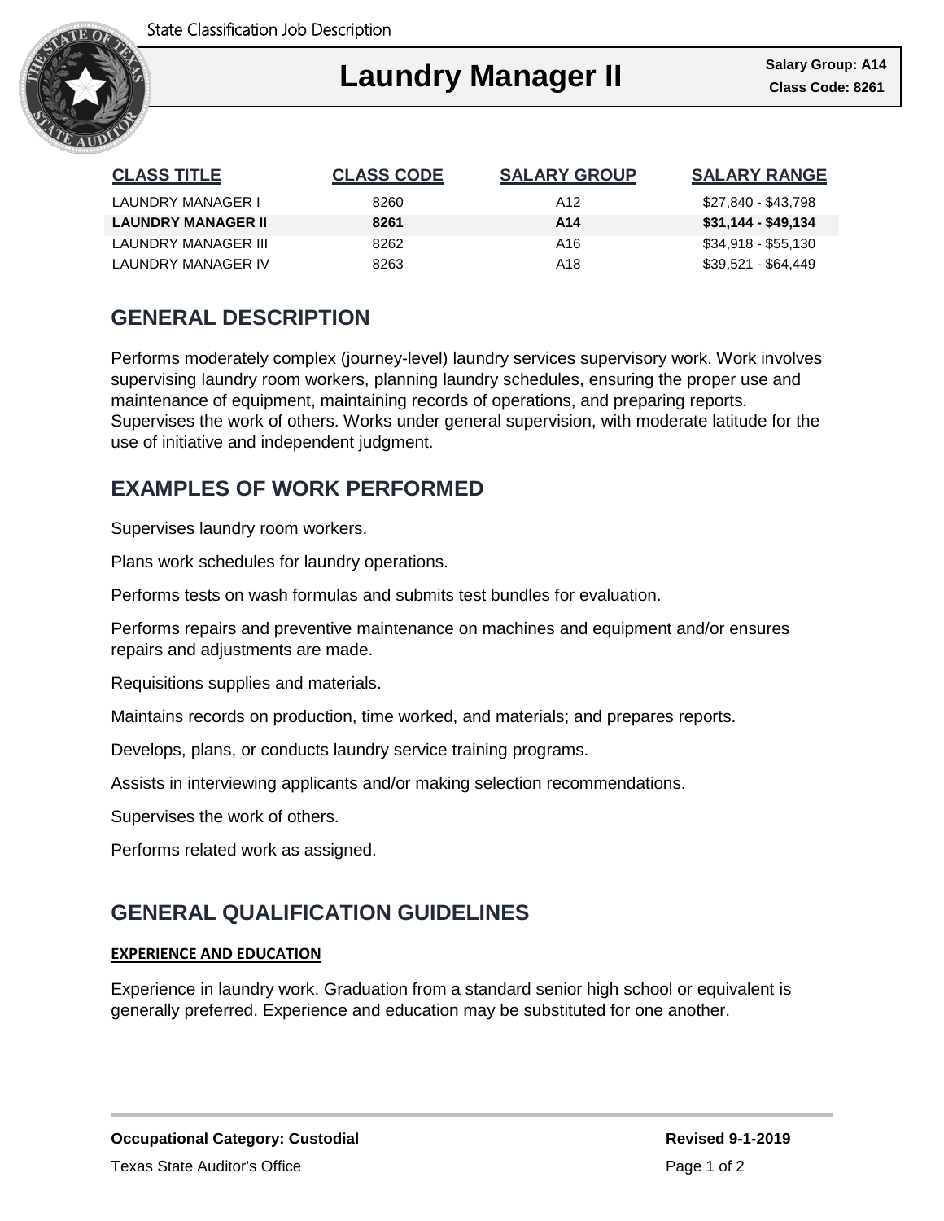State Classification Job Description

# Laundry Manager II

**Salary Group: A14**
**Class Code: 8261**

| CLASS TITLE | CLASS CODE | SALARY GROUP | SALARY RANGE |
|---|---|---|---|
| LAUNDRY MANAGER I | 8260 | A12 | $27,840 - $43,798 |
| **LAUNDRY MANAGER II** | **8261** | **A14** | **$31,144 - $49,134** |
| LAUNDRY MANAGER III | 8262 | A16 | $34,918 - $55,130 |
| LAUNDRY MANAGER IV | 8263 | A18 | $39,521 - $64,449 |

## GENERAL DESCRIPTION

Performs moderately complex (journey-level) laundry services supervisory work. Work involves supervising laundry room workers, planning laundry schedules, ensuring the proper use and maintenance of equipment, maintaining records of operations, and preparing reports. Supervises the work of others. Works under general supervision, with moderate latitude for the use of initiative and independent judgment.

## EXAMPLES OF WORK PERFORMED

Supervises laundry room workers.

Plans work schedules for laundry operations.

Performs tests on wash formulas and submits test bundles for evaluation.

Performs repairs and preventive maintenance on machines and equipment and/or ensures repairs and adjustments are made.

Requisitions supplies and materials.

Maintains records on production, time worked, and materials; and prepares reports.

Develops, plans, or conducts laundry service training programs.

Assists in interviewing applicants and/or making selection recommendations.

Supervises the work of others.

Performs related work as assigned.

## GENERAL QUALIFICATION GUIDELINES

### EXPERIENCE AND EDUCATION

Experience in laundry work. Graduation from a standard senior high school or equivalent is generally preferred. Experience and education may be substituted for one another.

**Occupational Category: Custodial**

**Revised 9-1-2019**

Texas State Auditor's Office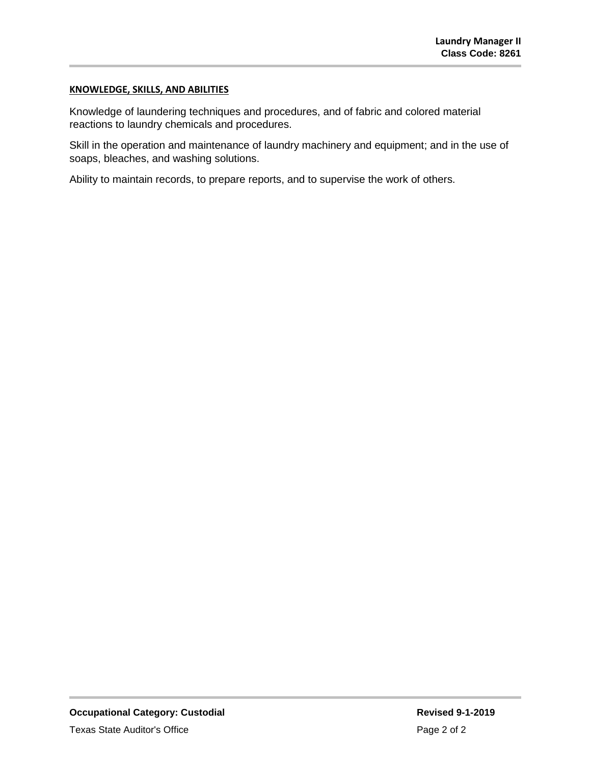## KNOWLEDGE, SKILLS, AND ABILITIES

Knowledge of laundering techniques and procedures, and of fabric and colored material reactions to laundry chemicals and procedures.

Skill in the operation and maintenance of laundry machinery and equipment; and in the use of soaps, bleaches, and washing solutions.

Ability to maintain records, to prepare reports, and to supervise the work of others.